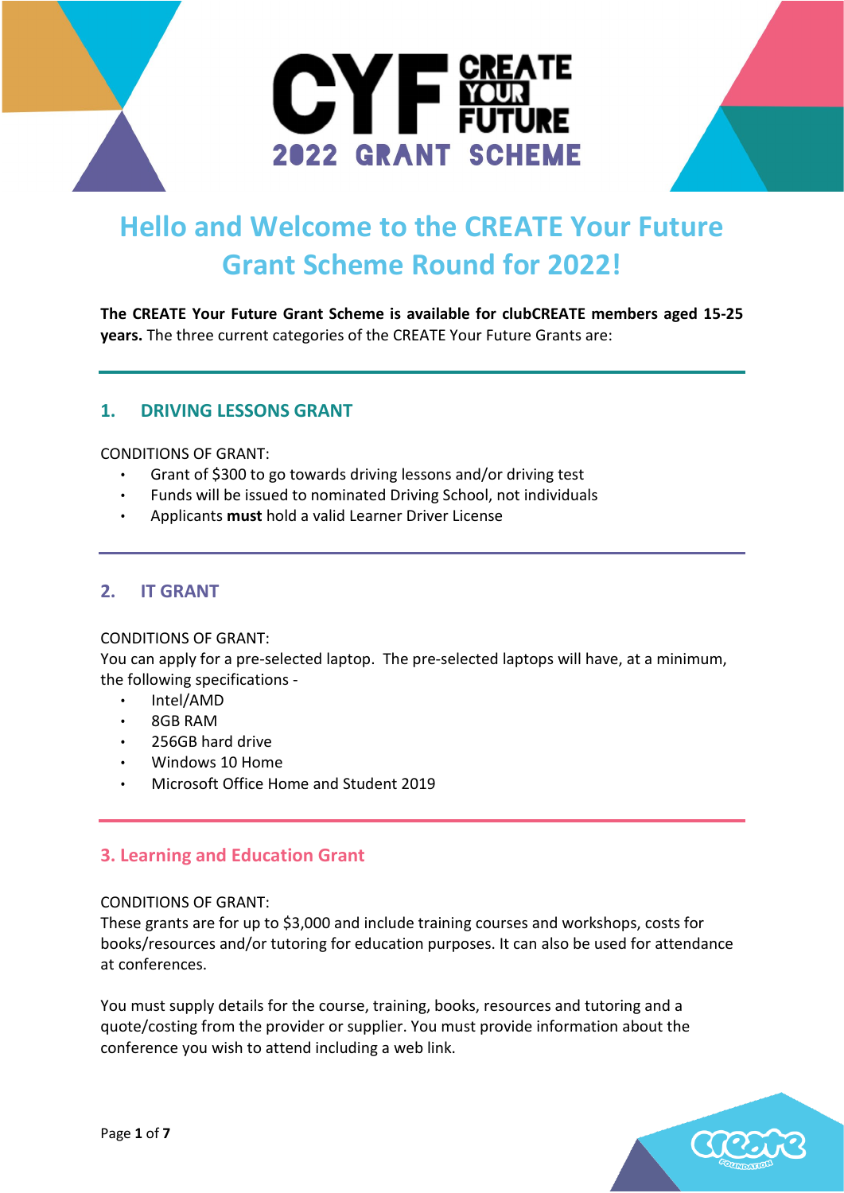# CYF CREATE YOUR FUTURE 2022 GRANT SCHEME

## Hello and Welcome to the CREATE Your Future Grant Scheme Round for 2022!

**The CREATE Your Future Grant Scheme is available for clubCREATE members aged 15-25 years.** The three current categories of the CREATE Your Future Grants are:

### 1. DRIVING LESSONS GRANT

CONDITIONS OF GRANT:

- Grant of $300 to go towards driving lessons and/or driving test
- Funds will be issued to nominated Driving School, not individuals
- Applicants **must** hold a valid Learner Driver License

### 2. IT GRANT

CONDITIONS OF GRANT:

You can apply for a pre-selected laptop. The pre-selected laptops will have, at a minimum, the following specifications -

- Intel/AMD
- 8GB RAM
- 256GB hard drive
- Windows 10 Home
- Microsoft Office Home and Student 2019

### 3. Learning and Education Grant

CONDITIONS OF GRANT:

These grants are for up to $3,000 and include training courses and workshops, costs for books/resources and/or tutoring for education purposes. It can also be used for attendance at conferences.

You must supply details for the course, training, books, resources and tutoring and a quote/costing from the provider or supplier. You must provide information about the conference you wish to attend including a web link.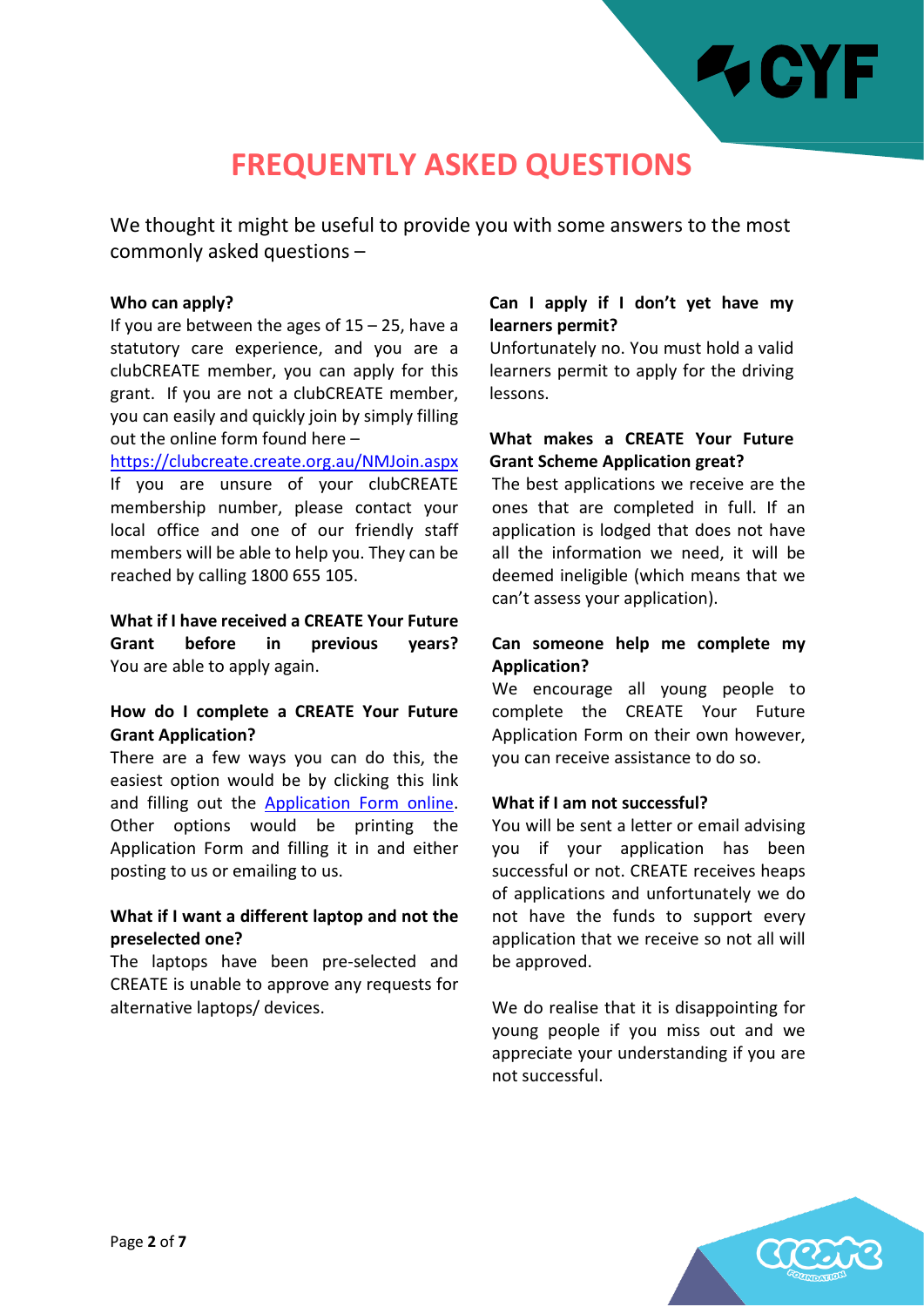# FREQUENTLY ASKED QUESTIONS

We thought it might be useful to provide you with some answers to the most commonly asked questions –

**Who can apply?**

If you are between the ages of 15 – 25, have a statutory care experience, and you are a clubCREATE member, you can apply for this grant. If you are not a clubCREATE member, you can easily and quickly join by simply filling out the online form found here – https://clubcreate.create.org.au/NMJoin.aspx

If you are unsure of your clubCREATE membership number, please contact your local office and one of our friendly staff members will be able to help you. They can be reached by calling 1800 655 105.

**What if I have received a CREATE Your Future Grant before in previous years?**

You are able to apply again.

**How do I complete a CREATE Your Future Grant Application?**

There are a few ways you can do this, the easiest option would be by clicking this link and filling out the Application Form online. Other options would be printing the Application Form and filling it in and either posting to us or emailing to us.

**What if I want a different laptop and not the preselected one?**

The laptops have been pre-selected and CREATE is unable to approve any requests for alternative laptops/ devices.

**Can I apply if I don't yet have my learners permit?**

Unfortunately no. You must hold a valid learners permit to apply for the driving lessons.

**What makes a CREATE Your Future Grant Scheme Application great?**

The best applications we receive are the ones that are completed in full. If an application is lodged that does not have all the information we need, it will be deemed ineligible (which means that we can't assess your application).

**Can someone help me complete my Application?**

We encourage all young people to complete the CREATE Your Future Application Form on their own however, you can receive assistance to do so.

**What if I am not successful?**

You will be sent a letter or email advising you if your application has been successful or not. CREATE receives heaps of applications and unfortunately we do not have the funds to support every application that we receive so not all will be approved.

We do realise that it is disappointing for young people if you miss out and we appreciate your understanding if you are not successful.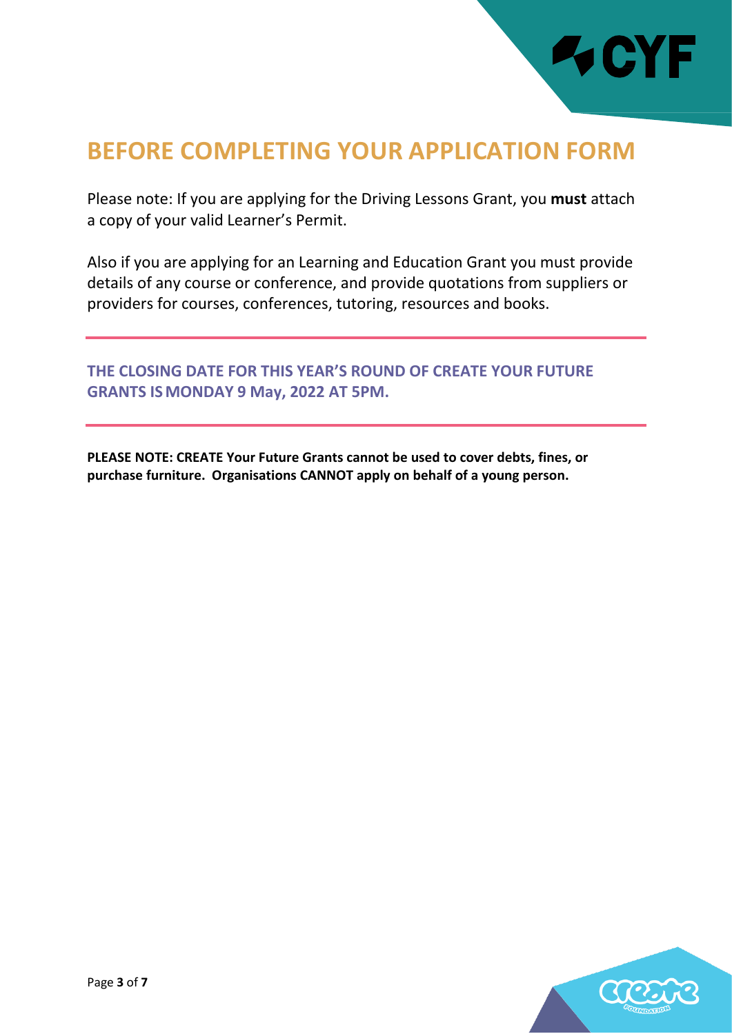# BEFORE COMPLETING YOUR APPLICATION FORM

Please note: If you are applying for the Driving Lessons Grant, you **must** attach a copy of your valid Learner's Permit.

Also if you are applying for an Learning and Education Grant you must provide details of any course or conference, and provide quotations from suppliers or providers for courses, conferences, tutoring, resources and books.

---

**THE CLOSING DATE FOR THIS YEAR'S ROUND OF CREATE YOUR FUTURE GRANTS IS MONDAY 9 May, 2022 AT 5PM.**

---

**PLEASE NOTE: CREATE Your Future Grants cannot be used to cover debts, fines, or purchase furniture. Organisations CANNOT apply on behalf of a young person.**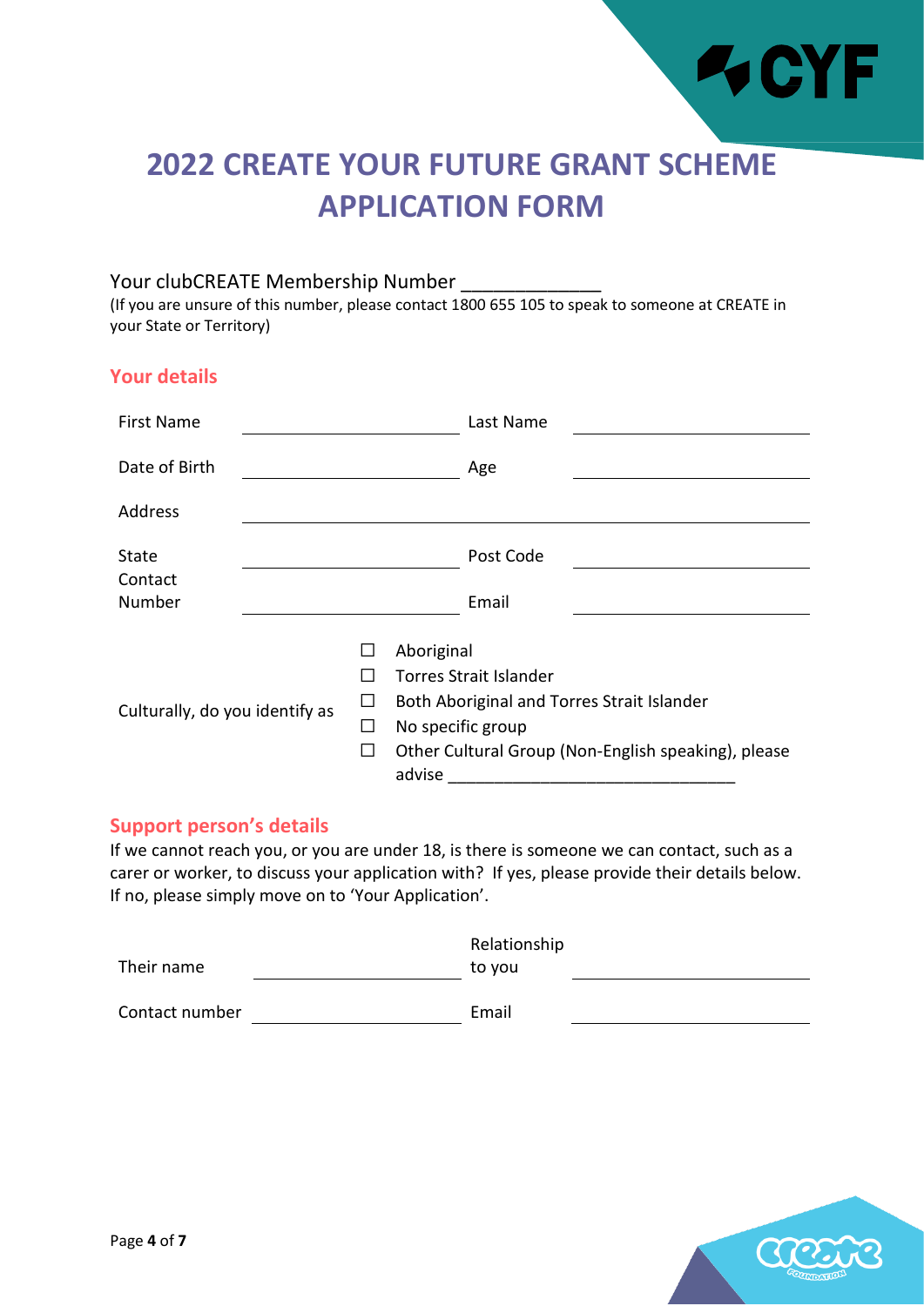# 2022 CREATE YOUR FUTURE GRANT SCHEME APPLICATION FORM

Your clubCREATE Membership Number _____________
(If you are unsure of this number, please contact 1800 655 105 to speak to someone at CREATE in your State or Territory)

## Your details

| | | | |
|---|---|---|---|
| First Name | | Last Name | |
| Date of Birth | | Age | |
| Address | | | |
| State | | Post Code | |
| Contact Number | | Email | |

Culturally, do you identify as

- ☐ Aboriginal
- ☐ Torres Strait Islander
- ☐ Both Aboriginal and Torres Strait Islander
- ☐ No specific group
- ☐ Other Cultural Group (Non-English speaking), please advise ______________________________

## Support person's details

If we cannot reach you, or you are under 18, is there is someone we can contact, such as a carer or worker, to discuss your application with? If yes, please provide their details below. If no, please simply move on to 'Your Application'.

| | | | |
|---|---|---|---|
| Their name | | Relationship to you | |
| Contact number | | Email | |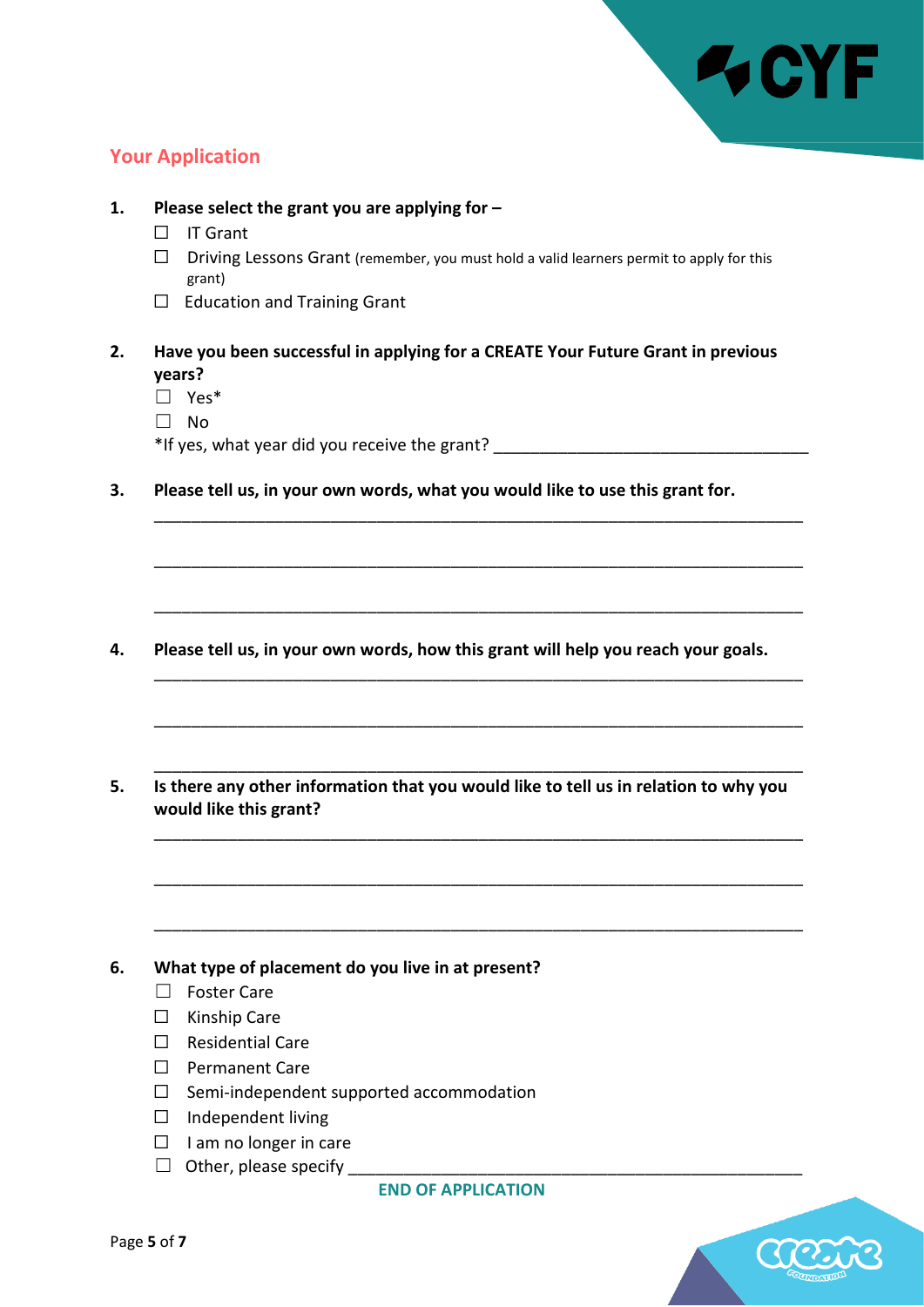## Your Application

1. **Please select the grant you are applying for –**
   - ☐ IT Grant
   - ☐ Driving Lessons Grant (remember, you must hold a valid learners permit to apply for this grant)
   - ☐ Education and Training Grant

2. **Have you been successful in applying for a CREATE Your Future Grant in previous years?**
   - ☐ Yes*
   - ☐ No

   *If yes, what year did you receive the grant? ___________________________________

3. **Please tell us, in your own words, what you would like to use this grant for.**

   ________________________________________________________________________

   ________________________________________________________________________

   ________________________________________________________________________

4. **Please tell us, in your own words, how this grant will help you reach your goals.**

   ________________________________________________________________________

   ________________________________________________________________________

   ________________________________________________________________________

5. **Is there any other information that you would like to tell us in relation to why you would like this grant?**

   ________________________________________________________________________

   ________________________________________________________________________

   ________________________________________________________________________

6. **What type of placement do you live in at present?**
   - ☐ Foster Care
   - ☐ Kinship Care
   - ☐ Residential Care
   - ☐ Permanent Care
   - ☐ Semi-independent supported accommodation
   - ☐ Independent living
   - ☐ I am no longer in care
   - ☐ Other, please specify ________________________________________________

**END OF APPLICATION**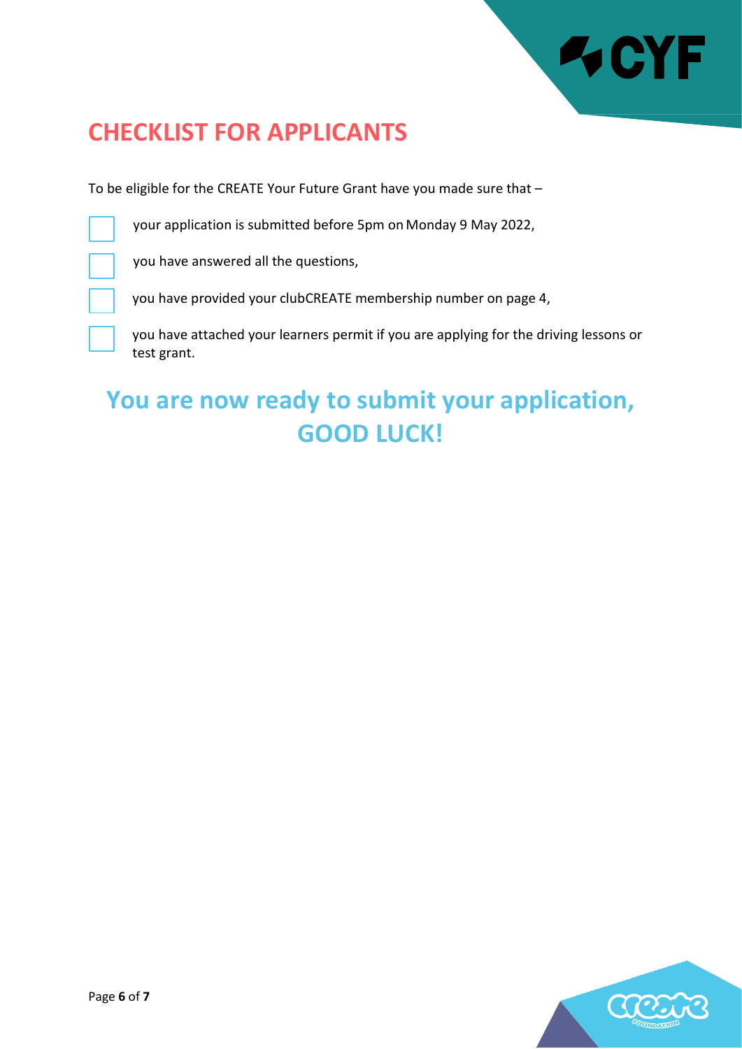# CHECKLIST FOR APPLICANTS

To be eligible for the CREATE Your Future Grant have you made sure that –

- [ ] your application is submitted before 5pm on Monday 9 May 2022,
- [ ] you have answered all the questions,
- [ ] you have provided your clubCREATE membership number on page 4,
- [ ] you have attached your learners permit if you are applying for the driving lessons or test grant.

## You are now ready to submit your application, GOOD LUCK!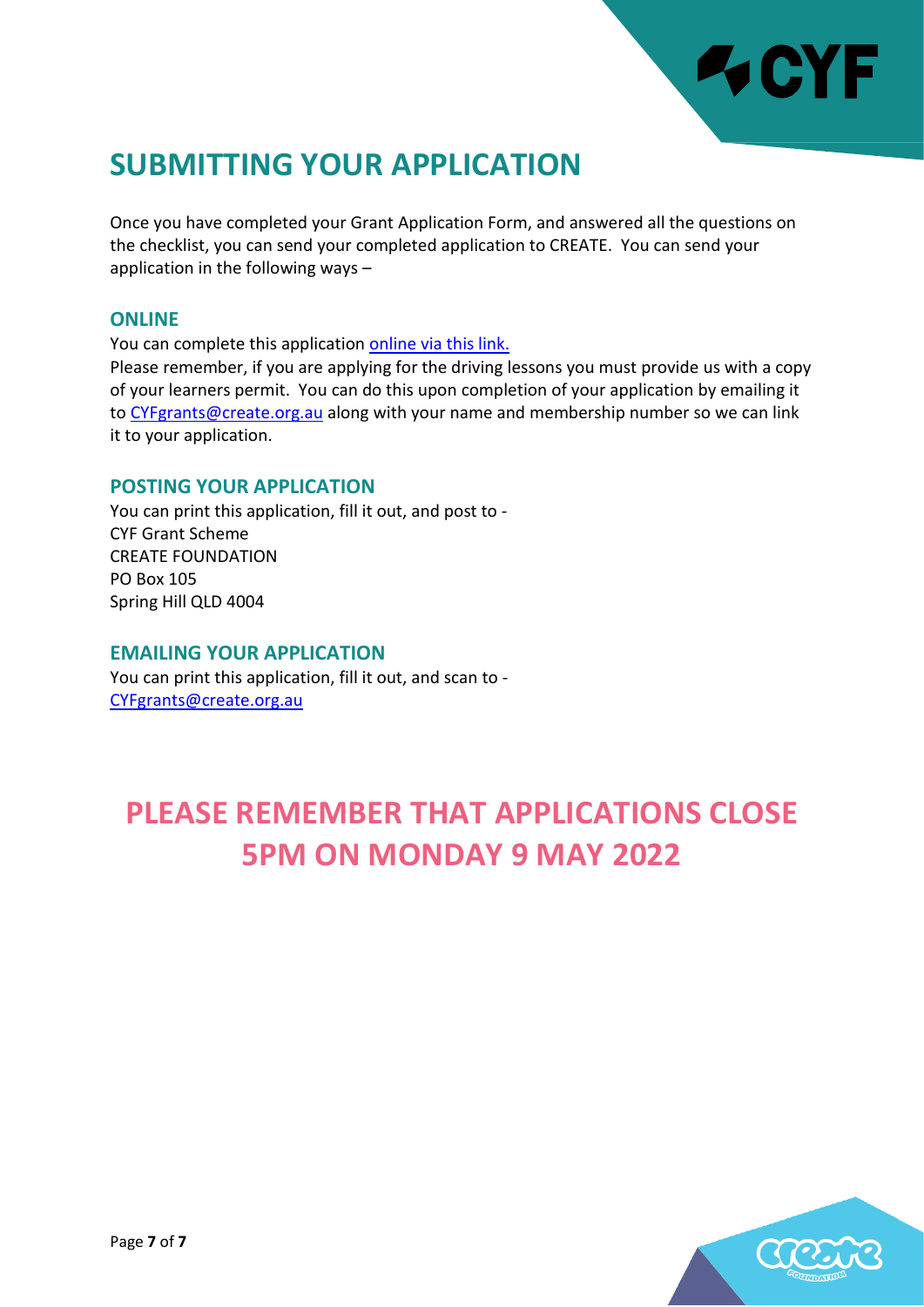# SUBMITTING YOUR APPLICATION

Once you have completed your Grant Application Form, and answered all the questions on the checklist, you can send your completed application to CREATE. You can send your application in the following ways –

## ONLINE

You can complete this application online via this link.

Please remember, if you are applying for the driving lessons you must provide us with a copy of your learners permit. You can do this upon completion of your application by emailing it to CYFgrants@create.org.au along with your name and membership number so we can link it to your application.

## POSTING YOUR APPLICATION

You can print this application, fill it out, and post to -
CYF Grant Scheme
CREATE FOUNDATION
PO Box 105
Spring Hill QLD 4004

## EMAILING YOUR APPLICATION

You can print this application, fill it out, and scan to -
CYFgrants@create.org.au

# PLEASE REMEMBER THAT APPLICATIONS CLOSE 5PM ON MONDAY 9 MAY 2022